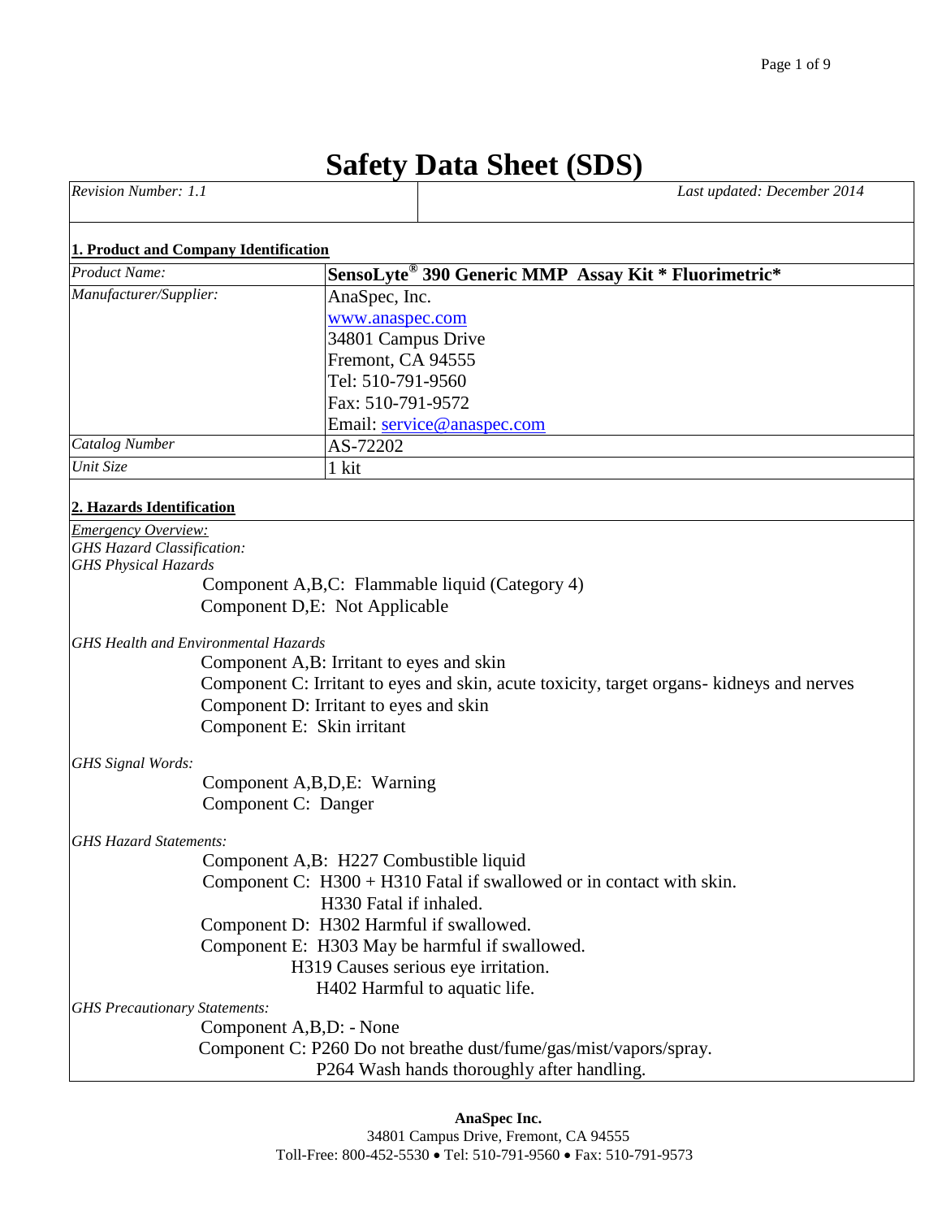# Safety Data Sheet (SDS)

| *Revision Number: 1.1* | *Last updated: December 2014* |
|---|---|

## 1. Product and Company Identification

| | |
|---|---|
| *Product Name:* | **SensoLyte® 390 Generic MMP Assay Kit * Fluorimetric*** |
| *Manufacturer/Supplier:* | AnaSpec, Inc.<br>www.anaspec.com<br>34801 Campus Drive<br>Fremont, CA 94555<br>Tel: 510-791-9560<br>Fax: 510-791-9572<br>Email: service@anaspec.com |
| *Catalog Number* | AS-72202 |
| *Unit Size* | 1 kit |

## 2. Hazards Identification

*Emergency Overview:*

*GHS Hazard Classification:*

*GHS Physical Hazards*

Component A,B,C: Flammable liquid (Category 4)

Component D,E: Not Applicable

*GHS Health and Environmental Hazards*

Component A,B: Irritant to eyes and skin

Component C: Irritant to eyes and skin, acute toxicity, target organs- kidneys and nerves

Component D: Irritant to eyes and skin

Component E: Skin irritant

*GHS Signal Words:*

Component A,B,D,E: Warning

Component C: Danger

*GHS Hazard Statements:*

Component A,B: H227 Combustible liquid

Component C: H300 + H310 Fatal if swallowed or in contact with skin.
H330 Fatal if inhaled.

Component D: H302 Harmful if swallowed.

Component E: H303 May be harmful if swallowed.
H319 Causes serious eye irritation.
H402 Harmful to aquatic life.

*GHS Precautionary Statements:*

Component A,B,D: - None

Component C: P260 Do not breathe dust/fume/gas/mist/vapors/spray.
P264 Wash hands thoroughly after handling.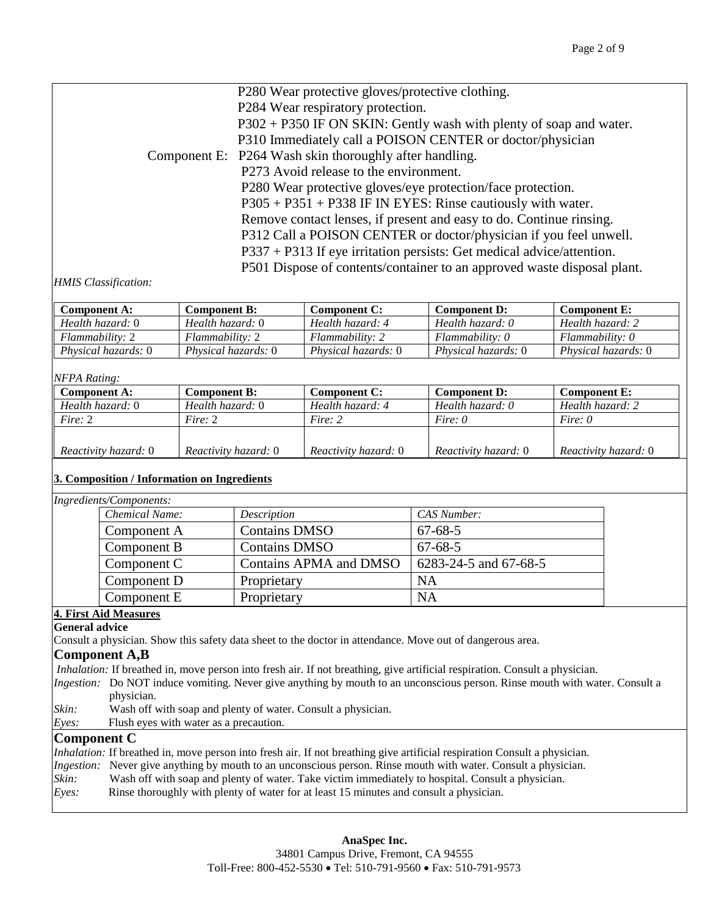P280 Wear protective gloves/protective clothing.
P284 Wear respiratory protection.
P302 + P350 IF ON SKIN: Gently wash with plenty of soap and water.
P310 Immediately call a POISON CENTER or doctor/physician

Component E: P264 Wash skin thoroughly after handling.
P273 Avoid release to the environment.
P280 Wear protective gloves/eye protection/face protection.
P305 + P351 + P338 IF IN EYES: Rinse cautiously with water. Remove contact lenses, if present and easy to do. Continue rinsing.
P312 Call a POISON CENTER or doctor/physician if you feel unwell.
P337 + P313 If eye irritation persists: Get medical advice/attention.
P501 Dispose of contents/container to an approved waste disposal plant.

*HMIS Classification:*

| Component A: | Component B: | Component C: | Component D: | Component E: |
|---|---|---|---|---|
| *Health hazard:* 0 | *Health hazard:* 0 | *Health hazard: 4* | *Health hazard: 0* | *Health hazard: 2* |
| *Flammability:* 2 | *Flammability:* 2 | *Flammability: 2* | *Flammability: 0* | *Flammability: 0* |
| *Physical hazards:* 0 | *Physical hazards:* 0 | *Physical hazards:* 0 | *Physical hazards:* 0 | *Physical hazards:* 0 |

*NFPA Rating:*

| Component A: | Component B: | Component C: | Component D: | Component E: |
|---|---|---|---|---|
| *Health hazard:* 0 | *Health hazard:* 0 | *Health hazard: 4* | *Health hazard: 0* | *Health hazard: 2* |
| *Fire:* 2 | *Fire:* 2 | *Fire: 2* | *Fire: 0* | *Fire: 0* |
| *Reactivity hazard:* 0 | *Reactivity hazard:* 0 | *Reactivity hazard:* 0 | *Reactivity hazard:* 0 | *Reactivity hazard:* 0 |

## 3. Composition / Information on Ingredients

*Ingredients/Components:*

| *Chemical Name:* | *Description* | *CAS Number:* |
|---|---|---|
| Component A | Contains DMSO | 67-68-5 |
| Component B | Contains DMSO | 67-68-5 |
| Component C | Contains APMA and DMSO | 6283-24-5 and 67-68-5 |
| Component D | Proprietary | NA |
| Component E | Proprietary | NA |

## 4. First Aid Measures

**General advice**

Consult a physician. Show this safety data sheet to the doctor in attendance. Move out of dangerous area.

### Component A,B

*Inhalation:* If breathed in, move person into fresh air. If not breathing, give artificial respiration. Consult a physician.

*Ingestion:* Do NOT induce vomiting. Never give anything by mouth to an unconscious person. Rinse mouth with water. Consult a physician.

*Skin:* Wash off with soap and plenty of water. Consult a physician.

*Eyes:* Flush eyes with water as a precaution.

### Component C

*Inhalation:* If breathed in, move person into fresh air. If not breathing give artificial respiration Consult a physician.

*Ingestion:* Never give anything by mouth to an unconscious person. Rinse mouth with water. Consult a physician.

*Skin:* Wash off with soap and plenty of water. Take victim immediately to hospital. Consult a physician.

*Eyes:* Rinse thoroughly with plenty of water for at least 15 minutes and consult a physician.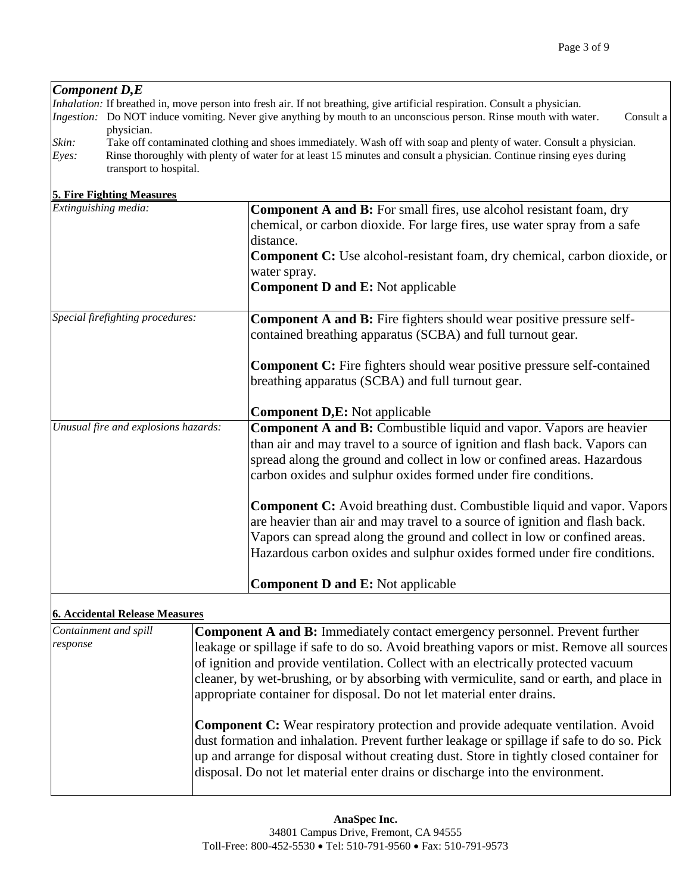### *Component D,E*

*Inhalation:* If breathed in, move person into fresh air. If not breathing, give artificial respiration. Consult a physician.

*Ingestion:* Do NOT induce vomiting. Never give anything by mouth to an unconscious person. Rinse mouth with water. Consult a physician.

*Skin:* Take off contaminated clothing and shoes immediately. Wash off with soap and plenty of water. Consult a physician.

*Eyes:* Rinse thoroughly with plenty of water for at least 15 minutes and consult a physician. Continue rinsing eyes during transport to hospital.

## 5. Fire Fighting Measures

| | |
|---|---|
| *Extinguishing media:* | **Component A and B:** For small fires, use alcohol resistant foam, dry chemical, or carbon dioxide. For large fires, use water spray from a safe distance.<br>**Component C:** Use alcohol-resistant foam, dry chemical, carbon dioxide, or water spray.<br>**Component D and E:** Not applicable |
| *Special firefighting procedures:* | **Component A and B:** Fire fighters should wear positive pressure self-contained breathing apparatus (SCBA) and full turnout gear.<br><br>**Component C:** Fire fighters should wear positive pressure self-contained breathing apparatus (SCBA) and full turnout gear.<br><br>**Component D,E:** Not applicable |
| *Unusual fire and explosions hazards:* | **Component A and B:** Combustible liquid and vapor. Vapors are heavier than air and may travel to a source of ignition and flash back. Vapors can spread along the ground and collect in low or confined areas. Hazardous carbon oxides and sulphur oxides formed under fire conditions.<br><br>**Component C:** Avoid breathing dust. Combustible liquid and vapor. Vapors are heavier than air and may travel to a source of ignition and flash back. Vapors can spread along the ground and collect in low or confined areas. Hazardous carbon oxides and sulphur oxides formed under fire conditions.<br><br>**Component D and E:** Not applicable |

## 6. Accidental Release Measures

| | |
|---|---|
| *Containment and spill response* | **Component A and B:** Immediately contact emergency personnel. Prevent further leakage or spillage if safe to do so. Avoid breathing vapors or mist. Remove all sources of ignition and provide ventilation. Collect with an electrically protected vacuum cleaner, by wet-brushing, or by absorbing with vermiculite, sand or earth, and place in appropriate container for disposal. Do not let material enter drains.<br><br>**Component C:** Wear respiratory protection and provide adequate ventilation. Avoid dust formation and inhalation. Prevent further leakage or spillage if safe to do so. Pick up and arrange for disposal without creating dust. Store in tightly closed container for disposal. Do not let material enter drains or discharge into the environment. |

**AnaSpec Inc.**
34801 Campus Drive, Fremont, CA 94555
Toll-Free: 800-452-5530 • Tel: 510-791-9560 • Fax: 510-791-9573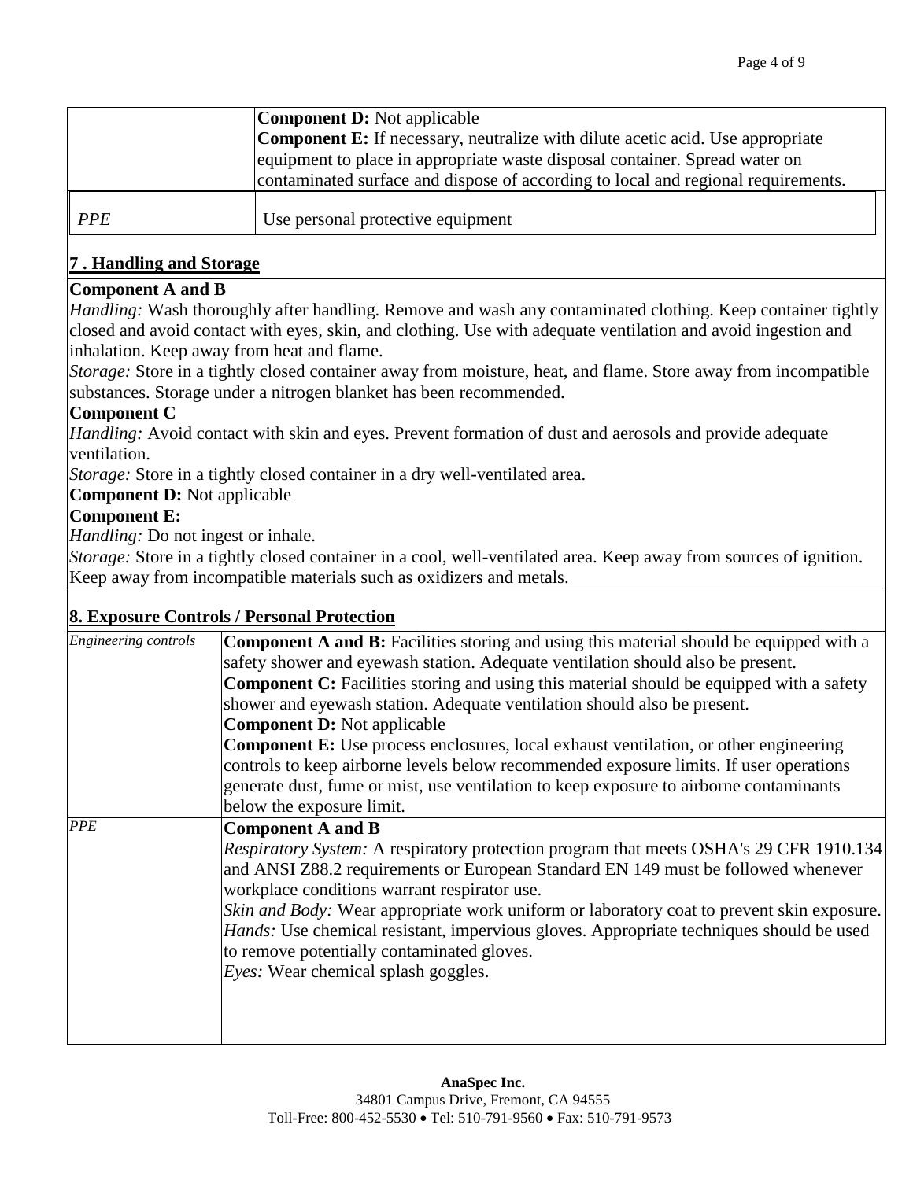| | |
|---|---|
| | **Component D:** Not applicable<br>**Component E:** If necessary, neutralize with dilute acetic acid. Use appropriate equipment to place in appropriate waste disposal container. Spread water on contaminated surface and dispose of according to local and regional requirements. |
| *PPE* | Use personal protective equipment |

## 7 . Handling and Storage

**Component A and B**

*Handling:* Wash thoroughly after handling. Remove and wash any contaminated clothing. Keep container tightly closed and avoid contact with eyes, skin, and clothing. Use with adequate ventilation and avoid ingestion and inhalation. Keep away from heat and flame.

*Storage:* Store in a tightly closed container away from moisture, heat, and flame. Store away from incompatible substances. Storage under a nitrogen blanket has been recommended.

**Component C**

*Handling:* Avoid contact with skin and eyes. Prevent formation of dust and aerosols and provide adequate ventilation.

*Storage:* Store in a tightly closed container in a dry well-ventilated area.

**Component D:** Not applicable

**Component E:**

*Handling:* Do not ingest or inhale.

*Storage:* Store in a tightly closed container in a cool, well-ventilated area. Keep away from sources of ignition. Keep away from incompatible materials such as oxidizers and metals.

## 8. Exposure Controls / Personal Protection

| | |
|---|---|
| *Engineering controls* | **Component A and B:** Facilities storing and using this material should be equipped with a safety shower and eyewash station. Adequate ventilation should also be present.<br>**Component C:** Facilities storing and using this material should be equipped with a safety shower and eyewash station. Adequate ventilation should also be present.<br>**Component D:** Not applicable<br>**Component E:** Use process enclosures, local exhaust ventilation, or other engineering controls to keep airborne levels below recommended exposure limits. If user operations generate dust, fume or mist, use ventilation to keep exposure to airborne contaminants below the exposure limit. |
| *PPE* | **Component A and B**<br>*Respiratory System:* A respiratory protection program that meets OSHA's 29 CFR 1910.134 and ANSI Z88.2 requirements or European Standard EN 149 must be followed whenever workplace conditions warrant respirator use.<br>*Skin and Body:* Wear appropriate work uniform or laboratory coat to prevent skin exposure.<br>*Hands:* Use chemical resistant, impervious gloves. Appropriate techniques should be used to remove potentially contaminated gloves.<br>*Eyes:* Wear chemical splash goggles. |

**AnaSpec Inc.**
34801 Campus Drive, Fremont, CA 94555
Toll-Free: 800-452-5530 • Tel: 510-791-9560 • Fax: 510-791-9573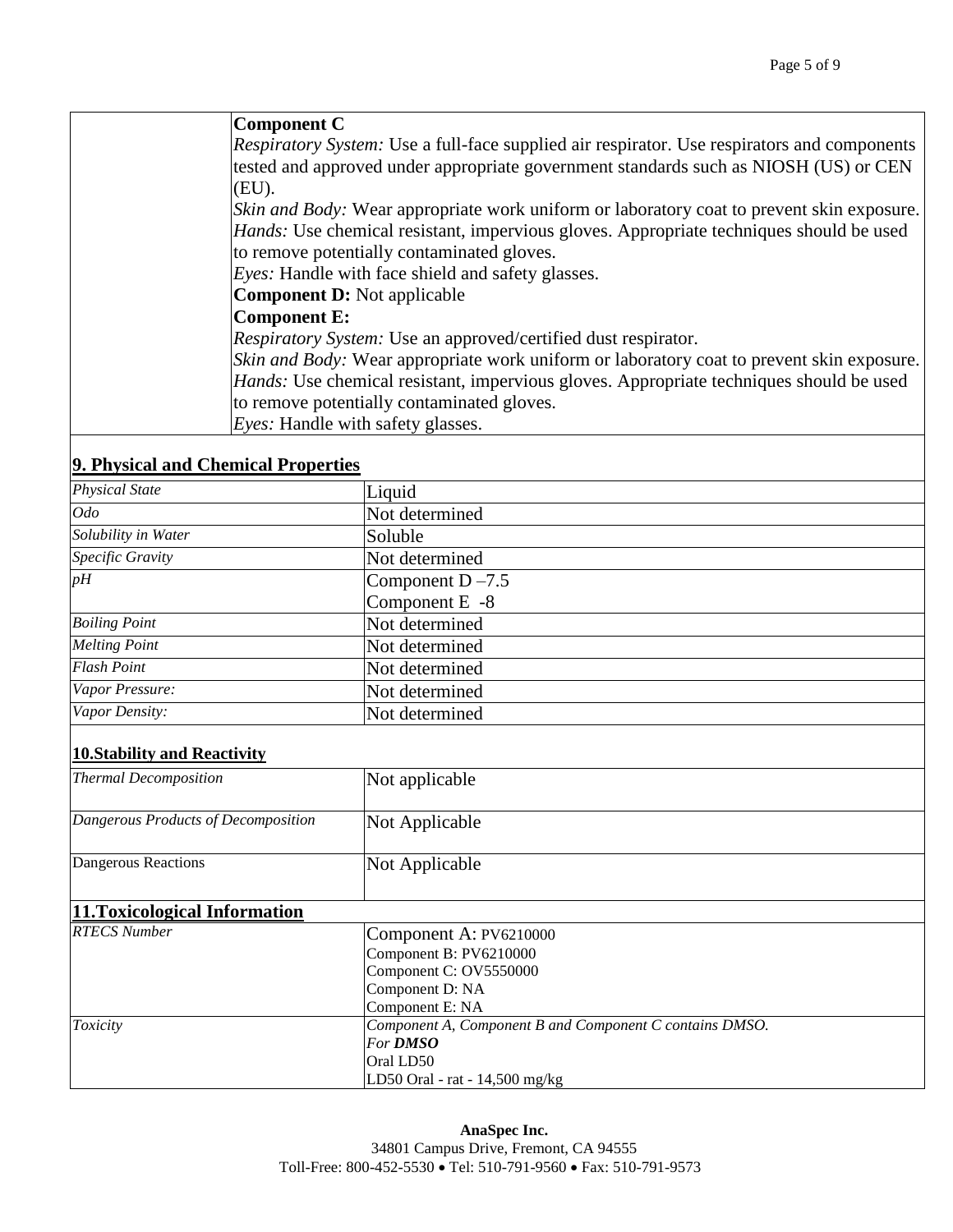| | |
|---|---|
| | **Component C**<br>*Respiratory System:* Use a full-face supplied air respirator. Use respirators and components tested and approved under appropriate government standards such as NIOSH (US) or CEN (EU).<br>*Skin and Body:* Wear appropriate work uniform or laboratory coat to prevent skin exposure.<br>*Hands:* Use chemical resistant, impervious gloves. Appropriate techniques should be used to remove potentially contaminated gloves.<br>*Eyes:* Handle with face shield and safety glasses.<br>**Component D:** Not applicable<br>**Component E:**<br>*Respiratory System:* Use an approved/certified dust respirator.<br>*Skin and Body:* Wear appropriate work uniform or laboratory coat to prevent skin exposure.<br>*Hands:* Use chemical resistant, impervious gloves. Appropriate techniques should be used to remove potentially contaminated gloves.<br>*Eyes:* Handle with safety glasses. |

## 9. Physical and Chemical Properties

| | |
|---|---|
| *Physical State* | Liquid |
| *Odo* | Not determined |
| *Solubility in Water* | Soluble |
| *Specific Gravity* | Not determined |
| *pH* | Component D –7.5<br>Component E -8 |
| *Boiling Point* | Not determined |
| *Melting Point* | Not determined |
| *Flash Point* | Not determined |
| *Vapor Pressure:* | Not determined |
| *Vapor Density:* | Not determined |

## 10.Stability and Reactivity

| | |
|---|---|
| *Thermal Decomposition* | Not applicable |
| *Dangerous Products of Decomposition* | Not Applicable |
| Dangerous Reactions | Not Applicable |

## 11.Toxicological Information

| | |
|---|---|
| *RTECS Number* | Component A: PV6210000<br>Component B: PV6210000<br>Component C: OV5550000<br>Component D: NA<br>Component E: NA |
| *Toxicity* | *Component A, Component B and Component C contains DMSO.*<br>*For **DMSO***<br>Oral LD50<br>LD50 Oral - rat - 14,500 mg/kg |

**AnaSpec Inc.**
34801 Campus Drive, Fremont, CA 94555
Toll-Free: 800-452-5530 • Tel: 510-791-9560 • Fax: 510-791-9573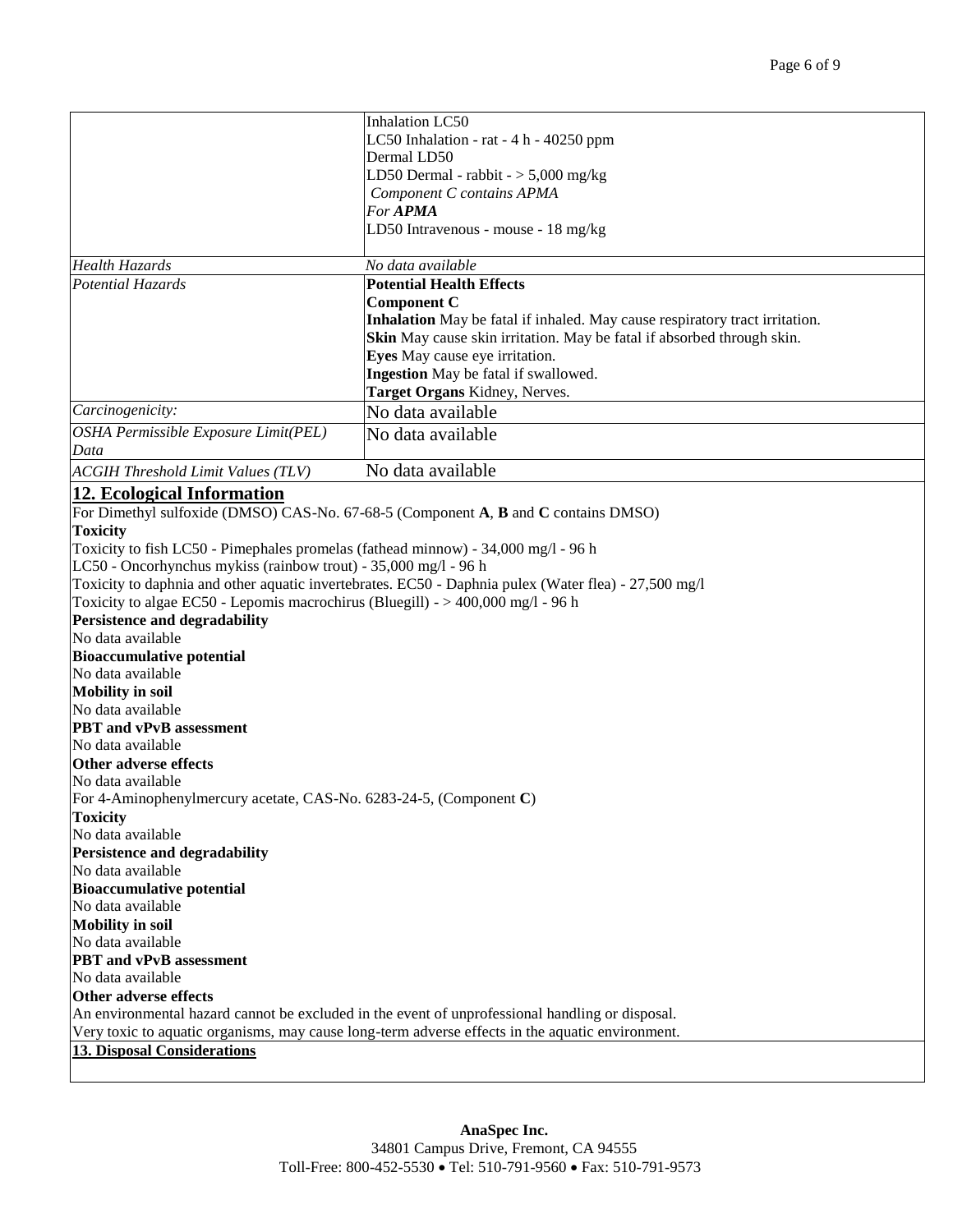| | |
|---|---|
| | Inhalation LC50<br>LC50 Inhalation - rat - 4 h - 40250 ppm<br>Dermal LD50<br>LD50 Dermal - rabbit - > 5,000 mg/kg<br>*Component C contains APMA*<br>*For **APMA***<br>LD50 Intravenous - mouse - 18 mg/kg |
| *Health Hazards* | *No data available* |
| *Potential Hazards* | **Potential Health Effects**<br>**Component C**<br>**Inhalation** May be fatal if inhaled. May cause respiratory tract irritation.<br>**Skin** May cause skin irritation. May be fatal if absorbed through skin.<br>**Eyes** May cause eye irritation.<br>**Ingestion** May be fatal if swallowed.<br>**Target Organs** Kidney, Nerves. |
| *Carcinogenicity:* | No data available |
| *OSHA Permissible Exposure Limit(PEL) Data* | No data available |
| *ACGIH Threshold Limit Values (TLV)* | No data available |

## 12. Ecological Information

For Dimethyl sulfoxide (DMSO) CAS-No. 67-68-5 (Component **A**, **B** and **C** contains DMSO)

**Toxicity**

Toxicity to fish LC50 - Pimephales promelas (fathead minnow) - 34,000 mg/l - 96 h

LC50 - Oncorhynchus mykiss (rainbow trout) - 35,000 mg/l - 96 h

Toxicity to daphnia and other aquatic invertebrates. EC50 - Daphnia pulex (Water flea) - 27,500 mg/l

Toxicity to algae EC50 - Lepomis macrochirus (Bluegill) - > 400,000 mg/l - 96 h

**Persistence and degradability**

No data available

**Bioaccumulative potential**

No data available

**Mobility in soil**

No data available

**PBT and vPvB assessment**

No data available

**Other adverse effects**

No data available

For 4-Aminophenylmercury acetate, CAS-No. 6283-24-5, (Component **C**)

**Toxicity**

No data available

**Persistence and degradability**

No data available

**Bioaccumulative potential**

No data available

**Mobility in soil**

No data available

**PBT and vPvB assessment**

No data available

**Other adverse effects**

An environmental hazard cannot be excluded in the event of unprofessional handling or disposal.

Very toxic to aquatic organisms, may cause long-term adverse effects in the aquatic environment.

## 13. Disposal Considerations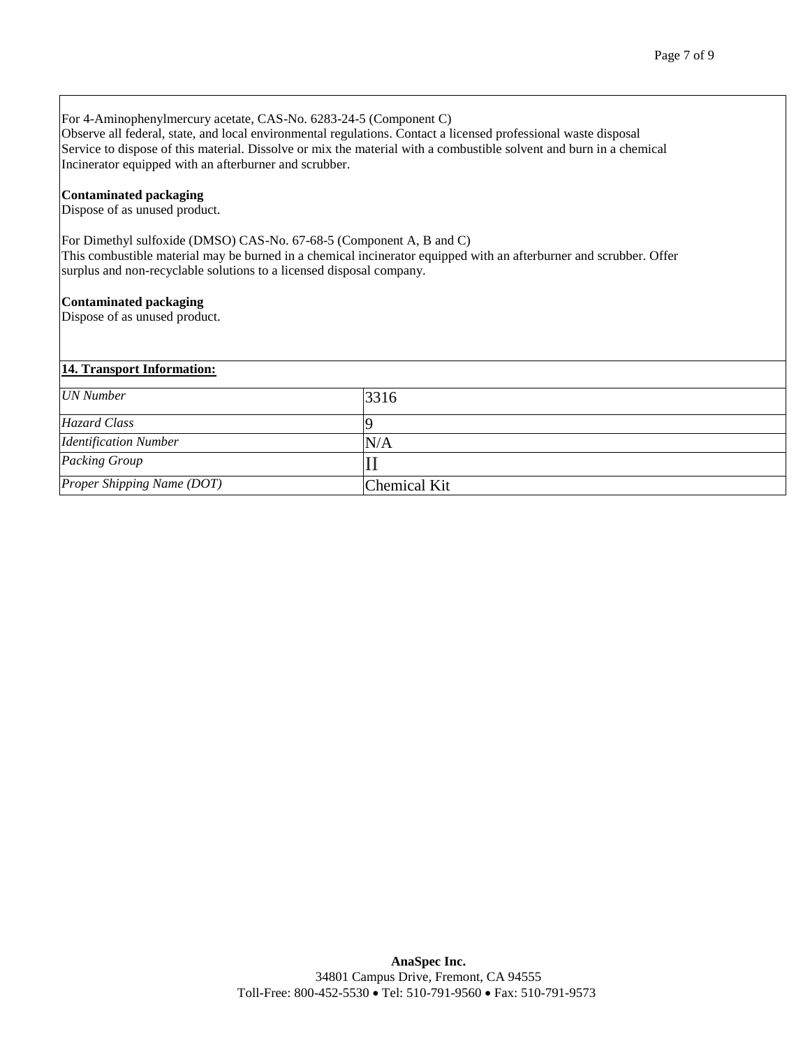For 4-Aminophenylmercury acetate, CAS-No. 6283-24-5 (Component C)
Observe all federal, state, and local environmental regulations. Contact a licensed professional waste disposal Service to dispose of this material. Dissolve or mix the material with a combustible solvent and burn in a chemical Incinerator equipped with an afterburner and scrubber.

**Contaminated packaging**
Dispose of as unused product.

For Dimethyl sulfoxide (DMSO) CAS-No. 67-68-5 (Component A, B and C)
This combustible material may be burned in a chemical incinerator equipped with an afterburner and scrubber. Offer surplus and non-recyclable solutions to a licensed disposal company.

**Contaminated packaging**
Dispose of as unused product.

## 14. Transport Information:

| | |
|---|---|
| *UN Number* | 3316 |
| *Hazard Class* | 9 |
| *Identification Number* | N/A |
| *Packing Group* | II |
| *Proper Shipping Name (DOT)* | Chemical Kit |

**AnaSpec Inc.**
34801 Campus Drive, Fremont, CA 94555
Toll-Free: 800-452-5530 • Tel: 510-791-9560 • Fax: 510-791-9573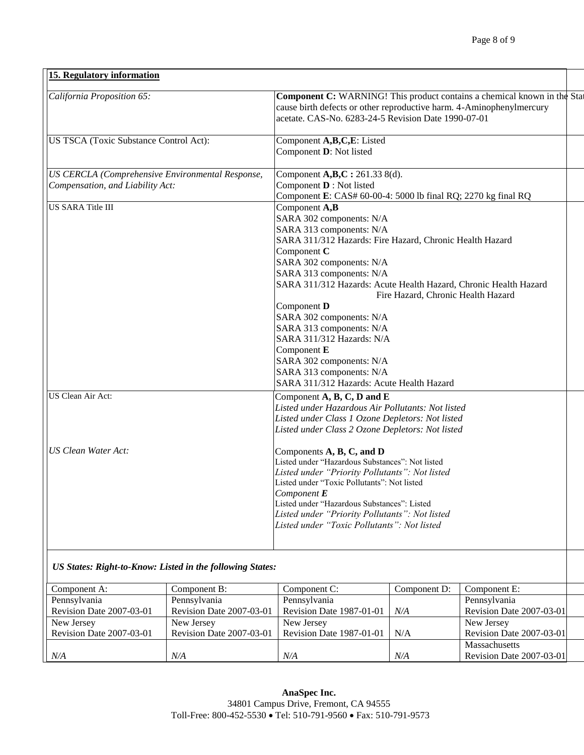## 15. Regulatory information

| | |
|---|---|
| *California Proposition 65:* | **Component C:** WARNING! This product contains a chemical known in the Stat cause birth defects or other reproductive harm. 4-Aminophenylmercury acetate. CAS-No. 6283-24-5 Revision Date 1990-07-01 |
| US TSCA (Toxic Substance Control Act): | Component **A,B,C,E**: Listed<br>Component **D**: Not listed |
| *US CERCLA (Comprehensive Environmental Response, Compensation, and Liability Act:* | Component **A,B,C :** 261.33 8(d).<br>Component **D** : Not listed<br>Component **E**: CAS# 60-00-4: 5000 lb final RQ; 2270 kg final RQ |
| US SARA Title III | Component **A,B**<br>SARA 302 components: N/A<br>SARA 313 components: N/A<br>SARA 311/312 Hazards: Fire Hazard, Chronic Health Hazard<br>Component **C**<br>SARA 302 components: N/A<br>SARA 313 components: N/A<br>SARA 311/312 Hazards: Acute Health Hazard, Chronic Health Hazard<br>Fire Hazard, Chronic Health Hazard<br>Component **D**<br>SARA 302 components: N/A<br>SARA 313 components: N/A<br>SARA 311/312 Hazards: N/A<br>Component **E**<br>SARA 302 components: N/A<br>SARA 313 components: N/A<br>SARA 311/312 Hazards: Acute Health Hazard |
| US Clean Air Act: | Component **A, B, C, D and E**<br>*Listed under Hazardous Air Pollutants: Not listed*<br>*Listed under Class 1 Ozone Depletors: Not listed*<br>*Listed under Class 2 Ozone Depletors: Not listed* |
| *US Clean Water Act:* | Components **A, B, C, and D**<br>Listed under "Hazardous Substances": Not listed<br>*Listed under "Priority Pollutants": Not listed*<br>Listed under "Toxic Pollutants": Not listed<br>*Component **E***<br>Listed under "Hazardous Substances": Listed<br>*Listed under "Priority Pollutants": Not listed*<br>*Listed under "Toxic Pollutants": Not listed* |

***US States: Right-to-Know: Listed in the following States:***

| Component A: | Component B: | Component C: | Component D: | Component E: |
|---|---|---|---|---|
| Pennsylvania<br>Revision Date 2007-03-01 | Pennsylvania<br>Revision Date 2007-03-01 | Pennsylvania<br>Revision Date 1987-01-01 | *N/A* | Pennsylvania<br>Revision Date 2007-03-01 |
| New Jersey<br>Revision Date 2007-03-01 | New Jersey<br>Revision Date 2007-03-01 | New Jersey<br>Revision Date 1987-01-01 | N/A | New Jersey<br>Revision Date 2007-03-01 |
| *N/A* | *N/A* | *N/A* | *N/A* | Massachusetts<br>Revision Date 2007-03-01 |

**AnaSpec Inc.**
34801 Campus Drive, Fremont, CA 94555
Toll-Free: 800-452-5530 • Tel: 510-791-9560 • Fax: 510-791-9573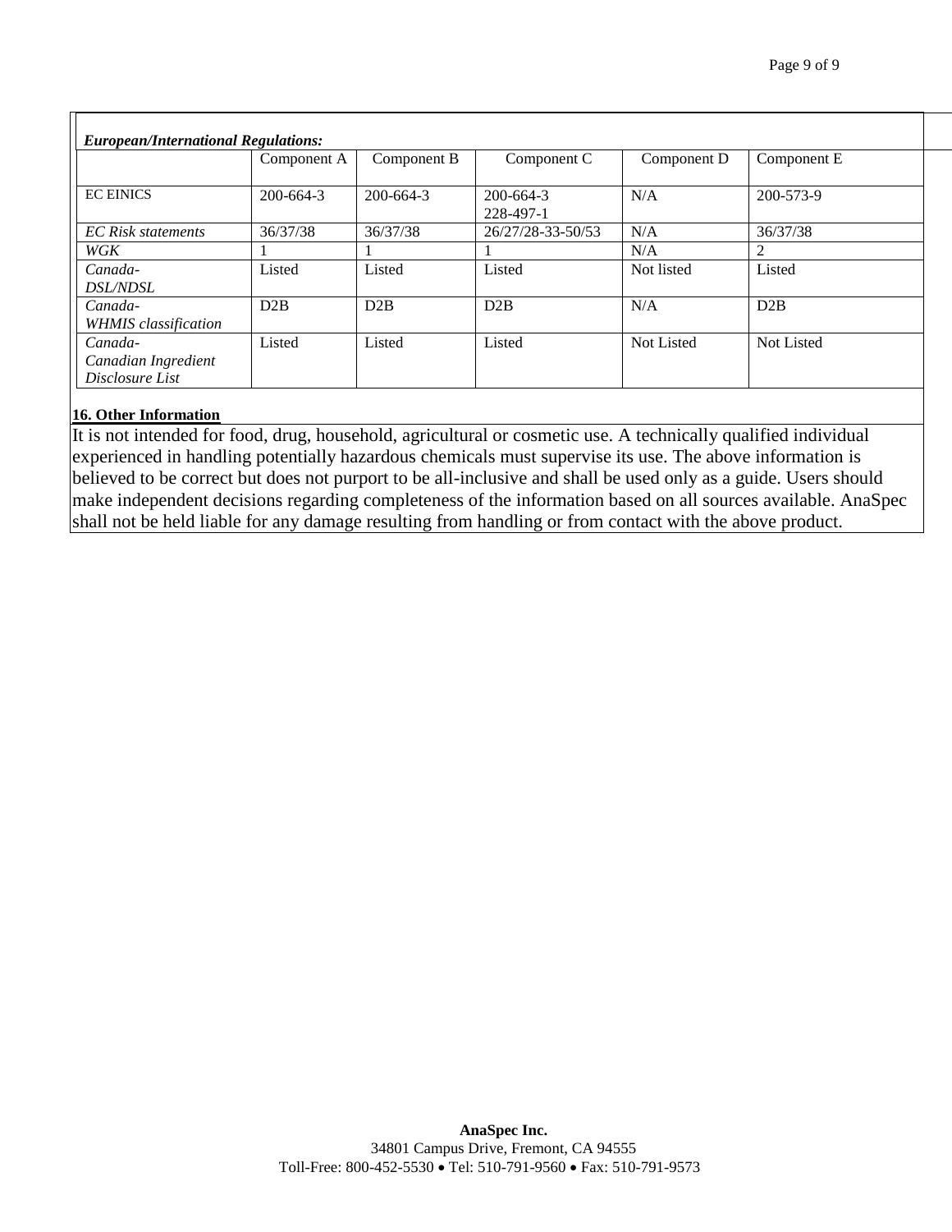***European/International Regulations:***

| | Component A | Component B | Component C | Component D | Component E |
|---|---|---|---|---|---|
| EC EINICS | 200-664-3 | 200-664-3 | 200-664-3<br>228-497-1 | N/A | 200-573-9 |
| *EC Risk statements* | 36/37/38 | 36/37/38 | 26/27/28-33-50/53 | N/A | 36/37/38 |
| *WGK* | 1 | 1 | 1 | N/A | 2 |
| *Canada-<br>DSL/NDSL* | Listed | Listed | Listed | Not listed | Listed |
| *Canada-<br>WHMIS classification* | D2B | D2B | D2B | N/A | D2B |
| *Canada-<br>Canadian Ingredient Disclosure List* | Listed | Listed | Listed | Not Listed | Not Listed |

## 16. Other Information

It is not intended for food, drug, household, agricultural or cosmetic use. A technically qualified individual experienced in handling potentially hazardous chemicals must supervise its use. The above information is believed to be correct but does not purport to be all-inclusive and shall be used only as a guide. Users should make independent decisions regarding completeness of the information based on all sources available. AnaSpec shall not be held liable for any damage resulting from handling or from contact with the above product.

**AnaSpec Inc.**
34801 Campus Drive, Fremont, CA 94555
Toll-Free: 800-452-5530 • Tel: 510-791-9560 • Fax: 510-791-9573